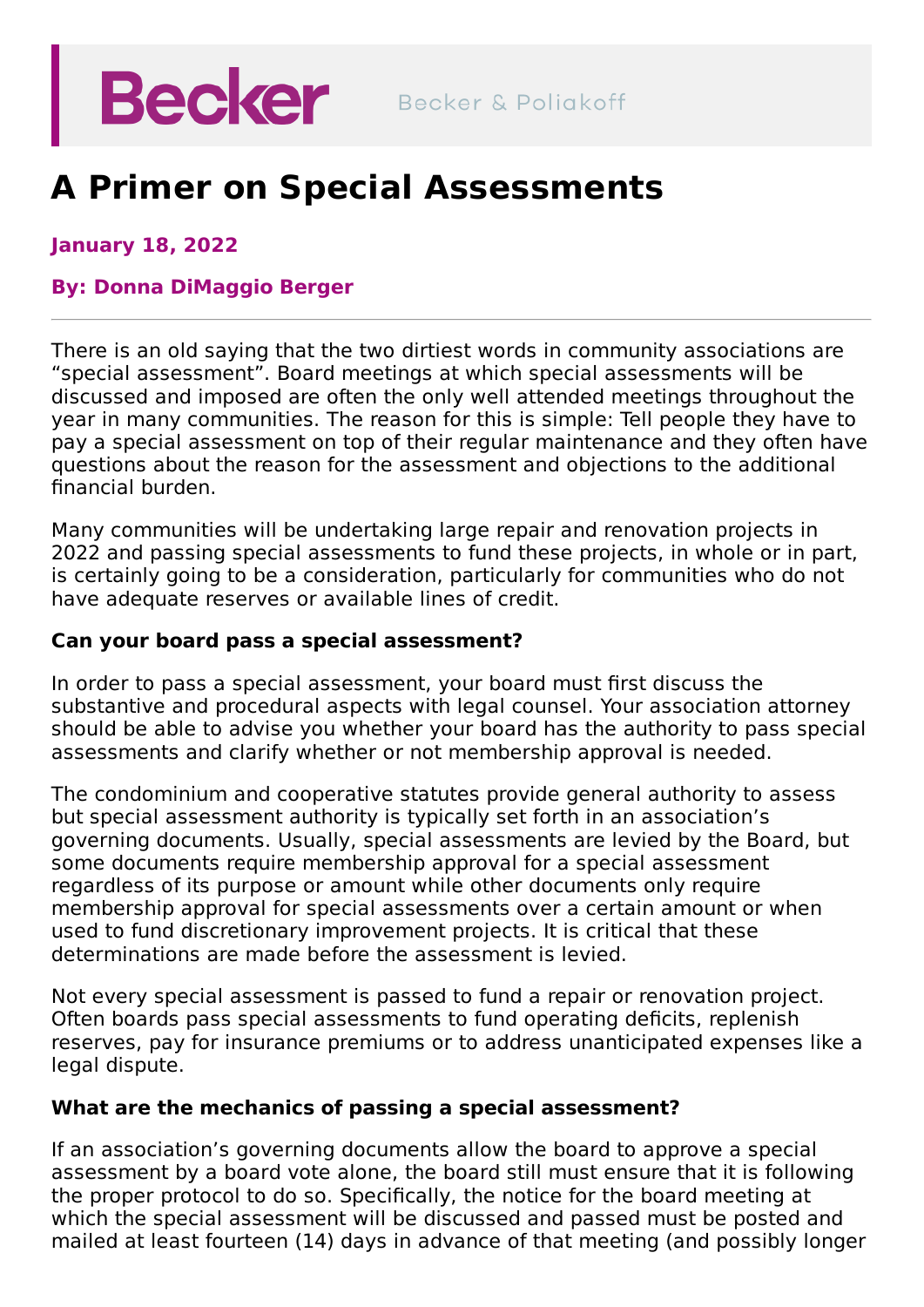Becker Becker & Poliakoff

# A Primer on Special Assessments

**January 18, 2022**

**By: Donna DiMaggio Berger**

---

There is an old saying that the two dirtiest words in community associations are "special assessment". Board meetings at which special assessments will be discussed and imposed are often the only well attended meetings throughout the year in many communities. The reason for this is simple: Tell people they have to pay a special assessment on top of their regular maintenance and they often have questions about the reason for the assessment and objections to the additional financial burden.

Many communities will be undertaking large repair and renovation projects in 2022 and passing special assessments to fund these projects, in whole or in part, is certainly going to be a consideration, particularly for communities who do not have adequate reserves or available lines of credit.

**Can your board pass a special assessment?**

In order to pass a special assessment, your board must first discuss the substantive and procedural aspects with legal counsel. Your association attorney should be able to advise you whether your board has the authority to pass special assessments and clarify whether or not membership approval is needed.

The condominium and cooperative statutes provide general authority to assess but special assessment authority is typically set forth in an association's governing documents. Usually, special assessments are levied by the Board, but some documents require membership approval for a special assessment regardless of its purpose or amount while other documents only require membership approval for special assessments over a certain amount or when used to fund discretionary improvement projects. It is critical that these determinations are made before the assessment is levied.

Not every special assessment is passed to fund a repair or renovation project. Often boards pass special assessments to fund operating deficits, replenish reserves, pay for insurance premiums or to address unanticipated expenses like a legal dispute.

**What are the mechanics of passing a special assessment?**

If an association's governing documents allow the board to approve a special assessment by a board vote alone, the board still must ensure that it is following the proper protocol to do so. Specifically, the notice for the board meeting at which the special assessment will be discussed and passed must be posted and mailed at least fourteen (14) days in advance of that meeting (and possibly longer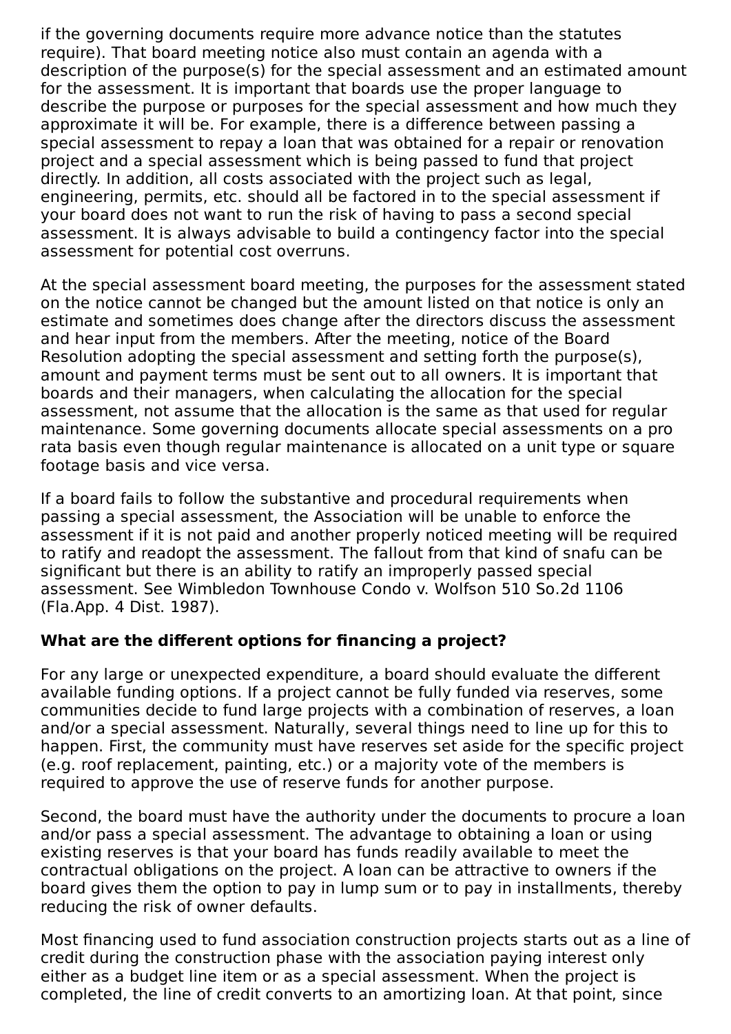if the governing documents require more advance notice than the statutes require). That board meeting notice also must contain an agenda with a description of the purpose(s) for the special assessment and an estimated amount for the assessment. It is important that boards use the proper language to describe the purpose or purposes for the special assessment and how much they approximate it will be. For example, there is a difference between passing a special assessment to repay a loan that was obtained for a repair or renovation project and a special assessment which is being passed to fund that project directly. In addition, all costs associated with the project such as legal, engineering, permits, etc. should all be factored in to the special assessment if your board does not want to run the risk of having to pass a second special assessment. It is always advisable to build a contingency factor into the special assessment for potential cost overruns.

At the special assessment board meeting, the purposes for the assessment stated on the notice cannot be changed but the amount listed on that notice is only an estimate and sometimes does change after the directors discuss the assessment and hear input from the members. After the meeting, notice of the Board Resolution adopting the special assessment and setting forth the purpose(s), amount and payment terms must be sent out to all owners. It is important that boards and their managers, when calculating the allocation for the special assessment, not assume that the allocation is the same as that used for regular maintenance. Some governing documents allocate special assessments on a pro rata basis even though regular maintenance is allocated on a unit type or square footage basis and vice versa.

If a board fails to follow the substantive and procedural requirements when passing a special assessment, the Association will be unable to enforce the assessment if it is not paid and another properly noticed meeting will be required to ratify and readopt the assessment. The fallout from that kind of snafu can be significant but there is an ability to ratify an improperly passed special assessment. See Wimbledon Townhouse Condo v. Wolfson 510 So.2d 1106 (Fla.App. 4 Dist. 1987).

**What are the different options for financing a project?**

For any large or unexpected expenditure, a board should evaluate the different available funding options. If a project cannot be fully funded via reserves, some communities decide to fund large projects with a combination of reserves, a loan and/or a special assessment. Naturally, several things need to line up for this to happen. First, the community must have reserves set aside for the specific project (e.g. roof replacement, painting, etc.) or a majority vote of the members is required to approve the use of reserve funds for another purpose.

Second, the board must have the authority under the documents to procure a loan and/or pass a special assessment. The advantage to obtaining a loan or using existing reserves is that your board has funds readily available to meet the contractual obligations on the project. A loan can be attractive to owners if the board gives them the option to pay in lump sum or to pay in installments, thereby reducing the risk of owner defaults.

Most financing used to fund association construction projects starts out as a line of credit during the construction phase with the association paying interest only either as a budget line item or as a special assessment. When the project is completed, the line of credit converts to an amortizing loan. At that point, since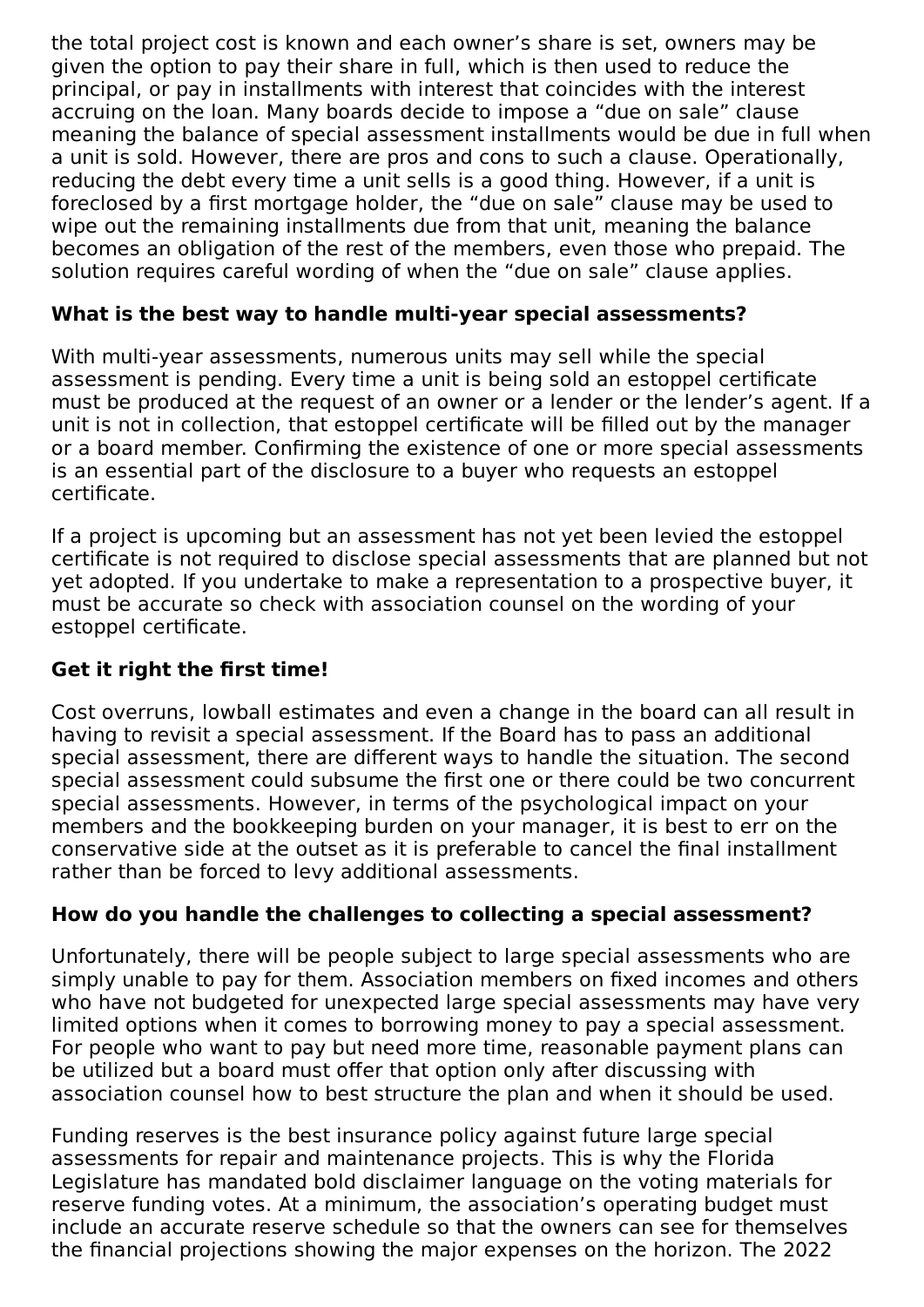the total project cost is known and each owner's share is set, owners may be given the option to pay their share in full, which is then used to reduce the principal, or pay in installments with interest that coincides with the interest accruing on the loan. Many boards decide to impose a "due on sale" clause meaning the balance of special assessment installments would be due in full when a unit is sold. However, there are pros and cons to such a clause. Operationally, reducing the debt every time a unit sells is a good thing. However, if a unit is foreclosed by a first mortgage holder, the "due on sale" clause may be used to wipe out the remaining installments due from that unit, meaning the balance becomes an obligation of the rest of the members, even those who prepaid. The solution requires careful wording of when the "due on sale" clause applies.

**What is the best way to handle multi-year special assessments?**

With multi-year assessments, numerous units may sell while the special assessment is pending. Every time a unit is being sold an estoppel certificate must be produced at the request of an owner or a lender or the lender's agent. If a unit is not in collection, that estoppel certificate will be filled out by the manager or a board member. Confirming the existence of one or more special assessments is an essential part of the disclosure to a buyer who requests an estoppel certificate.

If a project is upcoming but an assessment has not yet been levied the estoppel certificate is not required to disclose special assessments that are planned but not yet adopted. If you undertake to make a representation to a prospective buyer, it must be accurate so check with association counsel on the wording of your estoppel certificate.

**Get it right the first time!**

Cost overruns, lowball estimates and even a change in the board can all result in having to revisit a special assessment. If the Board has to pass an additional special assessment, there are different ways to handle the situation. The second special assessment could subsume the first one or there could be two concurrent special assessments. However, in terms of the psychological impact on your members and the bookkeeping burden on your manager, it is best to err on the conservative side at the outset as it is preferable to cancel the final installment rather than be forced to levy additional assessments.

**How do you handle the challenges to collecting a special assessment?**

Unfortunately, there will be people subject to large special assessments who are simply unable to pay for them. Association members on fixed incomes and others who have not budgeted for unexpected large special assessments may have very limited options when it comes to borrowing money to pay a special assessment. For people who want to pay but need more time, reasonable payment plans can be utilized but a board must offer that option only after discussing with association counsel how to best structure the plan and when it should be used.

Funding reserves is the best insurance policy against future large special assessments for repair and maintenance projects. This is why the Florida Legislature has mandated bold disclaimer language on the voting materials for reserve funding votes. At a minimum, the association's operating budget must include an accurate reserve schedule so that the owners can see for themselves the financial projections showing the major expenses on the horizon. The 2022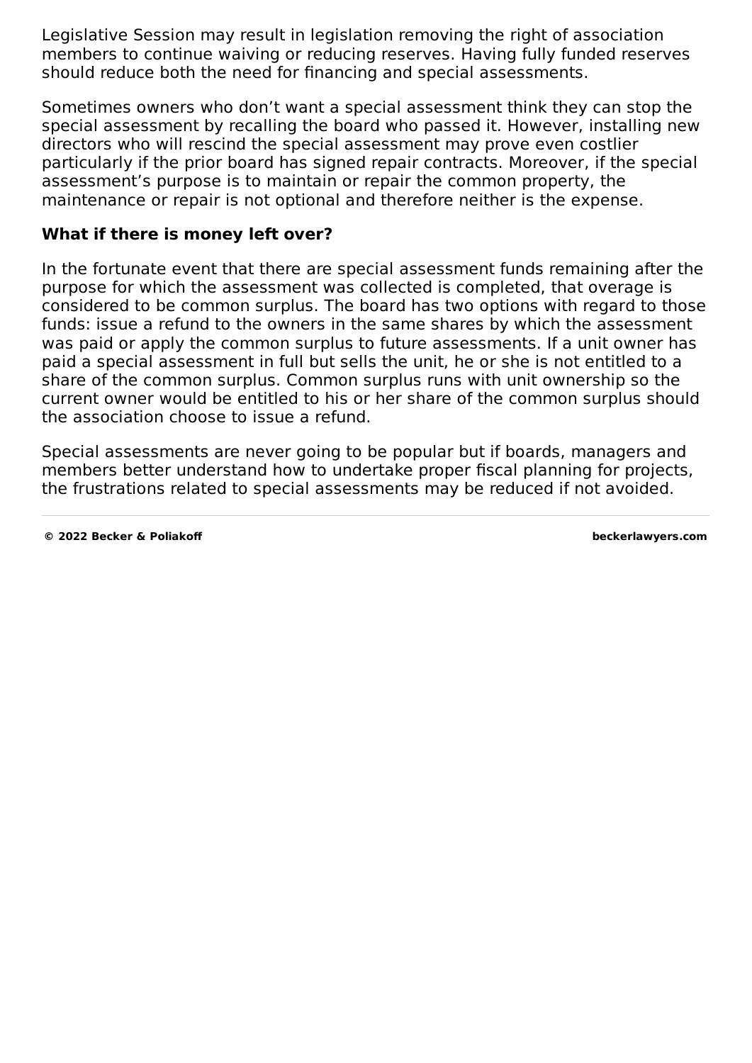Legislative Session may result in legislation removing the right of association members to continue waiving or reducing reserves. Having fully funded reserves should reduce both the need for financing and special assessments.

Sometimes owners who don't want a special assessment think they can stop the special assessment by recalling the board who passed it. However, installing new directors who will rescind the special assessment may prove even costlier particularly if the prior board has signed repair contracts. Moreover, if the special assessment's purpose is to maintain or repair the common property, the maintenance or repair is not optional and therefore neither is the expense.

**What if there is money left over?**

In the fortunate event that there are special assessment funds remaining after the purpose for which the assessment was collected is completed, that overage is considered to be common surplus. The board has two options with regard to those funds: issue a refund to the owners in the same shares by which the assessment was paid or apply the common surplus to future assessments. If a unit owner has paid a special assessment in full but sells the unit, he or she is not entitled to a share of the common surplus. Common surplus runs with unit ownership so the current owner would be entitled to his or her share of the common surplus should the association choose to issue a refund.

Special assessments are never going to be popular but if boards, managers and members better understand how to undertake proper fiscal planning for projects, the frustrations related to special assessments may be reduced if not avoided.

**© 2022 Becker & Poliakoff** **beckerlawyers.com**